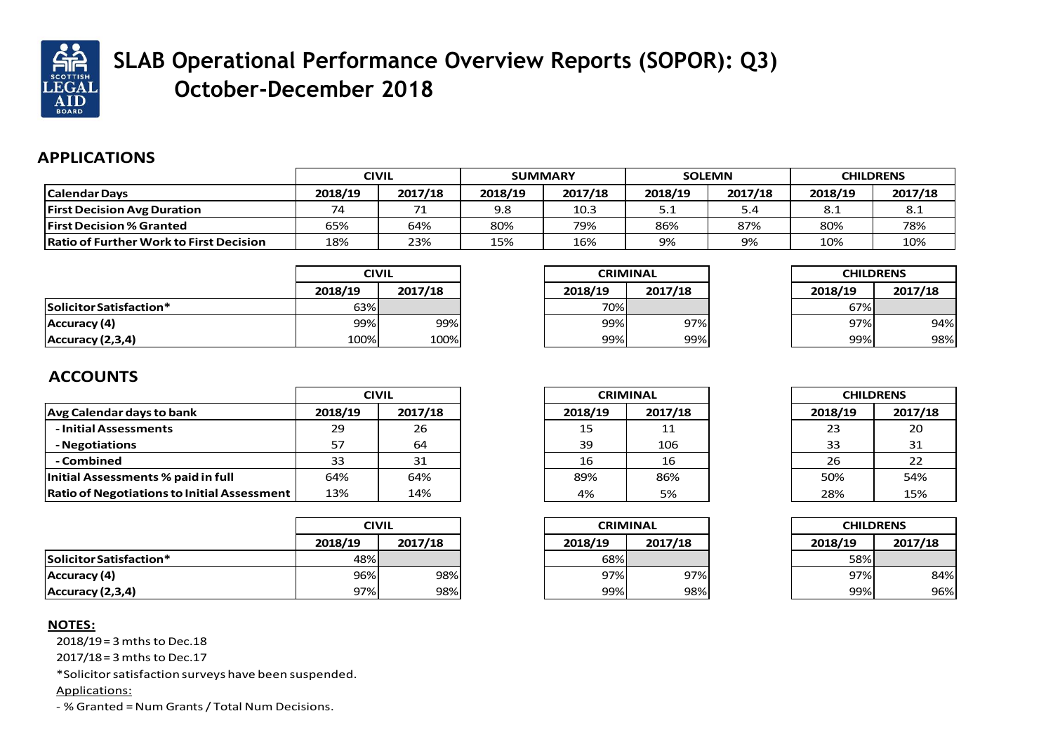# SLAB Operational Performance Overview Reports (SOPOR): Q3 October-December 2018

## APPLICATIONS

| | CIVIL | | SUMMARY | | SOLEMN | | CHILDRENS | |
|---|---|---|---|---|---|---|---|---|
| **Calendar Days** | **2018/19** | **2017/18** | **2018/19** | **2017/18** | **2018/19** | **2017/18** | **2018/19** | **2017/18** |
| **First Decision Avg Duration** | 74 | 71 | 9.8 | 10.3 | 5.1 | 5.4 | 8.1 | 8.1 |
| **First Decision % Granted** | 65% | 64% | 80% | 79% | 86% | 87% | 80% | 78% |
| **Ratio of Further Work to First Decision** | 18% | 23% | 15% | 16% | 9% | 9% | 10% | 10% |

| | CIVIL | | CRIMINAL | | CHILDRENS | |
|---|---|---|---|---|---|---|
| | **2018/19** | **2017/18** | **2018/19** | **2017/18** | **2018/19** | **2017/18** |
| **Solicitor Satisfaction*** | 63% | | 70% | | 67% | |
| **Accuracy (4)** | 99% | 99% | 99% | 97% | 97% | 94% |
| **Accuracy (2,3,4)** | 100% | 100% | 99% | 99% | 99% | 98% |

## ACCOUNTS

| | CIVIL | | CRIMINAL | | CHILDRENS | |
|---|---|---|---|---|---|---|
| **Avg Calendar days to bank** | **2018/19** | **2017/18** | **2018/19** | **2017/18** | **2018/19** | **2017/18** |
| **- Initial Assessments** | 29 | 26 | 15 | 11 | 23 | 20 |
| **- Negotiations** | 57 | 64 | 39 | 106 | 33 | 31 |
| **- Combined** | 33 | 31 | 16 | 16 | 26 | 22 |
| **Initial Assessments % paid in full** | 64% | 64% | 89% | 86% | 50% | 54% |
| **Ratio of Negotiations to Initial Assessment** | 13% | 14% | 4% | 5% | 28% | 15% |

| | CIVIL | | CRIMINAL | | CHILDRENS | |
|---|---|---|---|---|---|---|
| | **2018/19** | **2017/18** | **2018/19** | **2017/18** | **2018/19** | **2017/18** |
| **Solicitor Satisfaction*** | 48% | | 68% | | 58% | |
| **Accuracy (4)** | 96% | 98% | 97% | 97% | 97% | 84% |
| **Accuracy (2,3,4)** | 97% | 98% | 99% | 98% | 99% | 96% |

**NOTES:**

2018/19 = 3 mths to Dec.18

2017/18 = 3 mths to Dec.17

*Solicitor satisfaction surveys have been suspended.

Applications:

- % Granted = Num Grants / Total Num Decisions.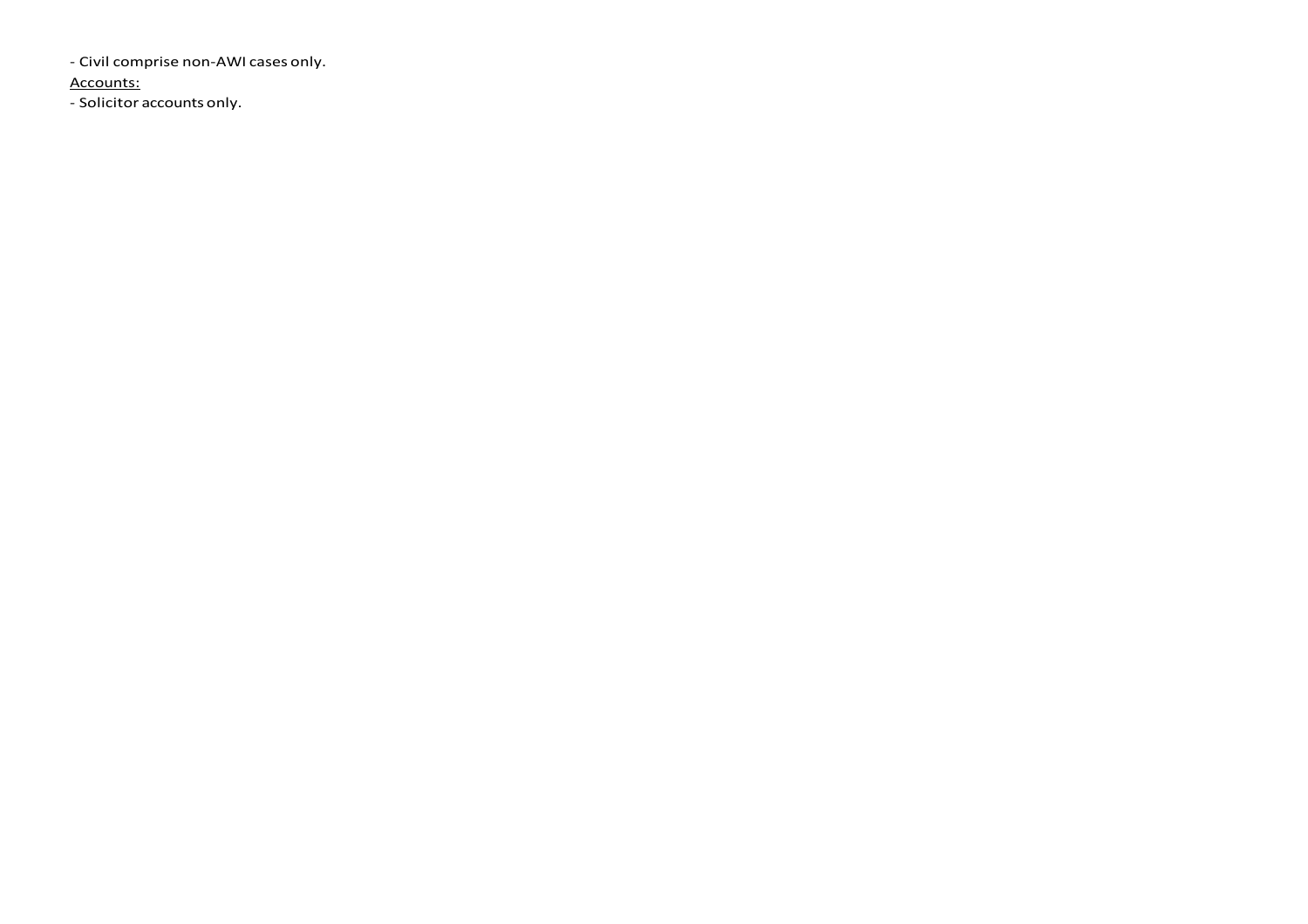- Civil comprise non-AWI cases only.

Accounts:

- Solicitor accounts only.